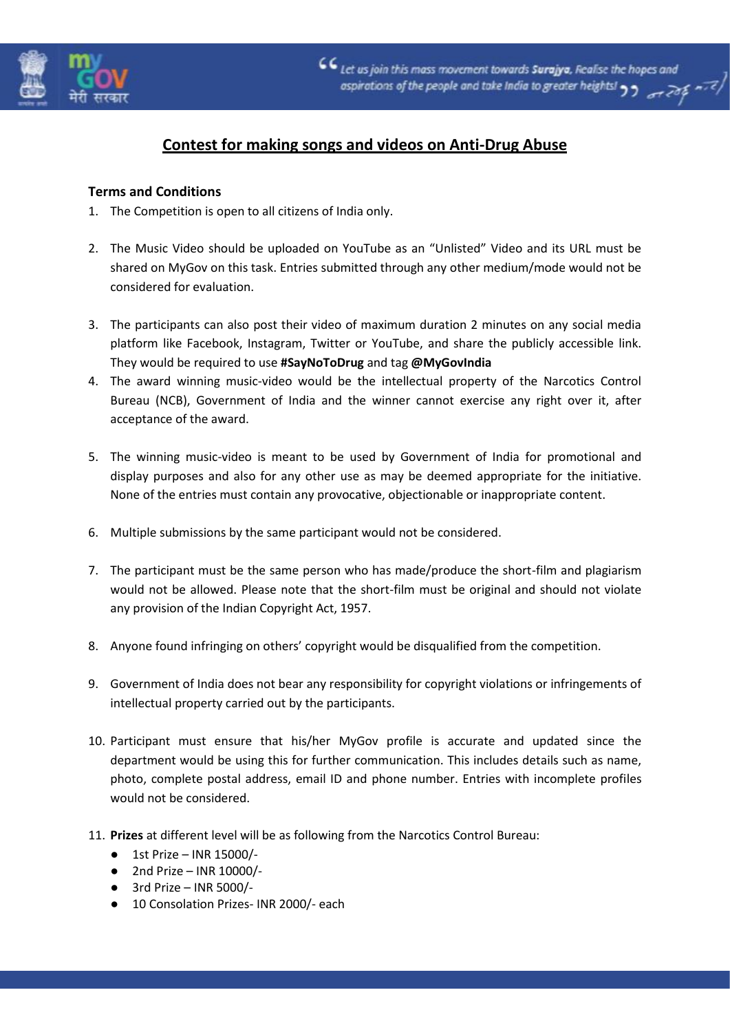## Contest for making songs and videos on Anti-Drug Abuse

**Terms and Conditions**

1. The Competition is open to all citizens of India only.

2. The Music Video should be uploaded on YouTube as an "Unlisted" Video and its URL must be shared on MyGov on this task. Entries submitted through any other medium/mode would not be considered for evaluation.

3. The participants can also post their video of maximum duration 2 minutes on any social media platform like Facebook, Instagram, Twitter or YouTube, and share the publicly accessible link. They would be required to use **#SayNoToDrug** and tag **@MyGovIndia**

4. The award winning music-video would be the intellectual property of the Narcotics Control Bureau (NCB), Government of India and the winner cannot exercise any right over it, after acceptance of the award.

5. The winning music-video is meant to be used by Government of India for promotional and display purposes and also for any other use as may be deemed appropriate for the initiative. None of the entries must contain any provocative, objectionable or inappropriate content.

6. Multiple submissions by the same participant would not be considered.

7. The participant must be the same person who has made/produce the short-film and plagiarism would not be allowed. Please note that the short-film must be original and should not violate any provision of the Indian Copyright Act, 1957.

8. Anyone found infringing on others' copyright would be disqualified from the competition.

9. Government of India does not bear any responsibility for copyright violations or infringements of intellectual property carried out by the participants.

10. Participant must ensure that his/her MyGov profile is accurate and updated since the department would be using this for further communication. This includes details such as name, photo, complete postal address, email ID and phone number. Entries with incomplete profiles would not be considered.

11. **Prizes** at different level will be as following from the Narcotics Control Bureau:
    - 1st Prize – INR 15000/-
    - 2nd Prize – INR 10000/-
    - 3rd Prize – INR 5000/-
    - 10 Consolation Prizes- INR 2000/- each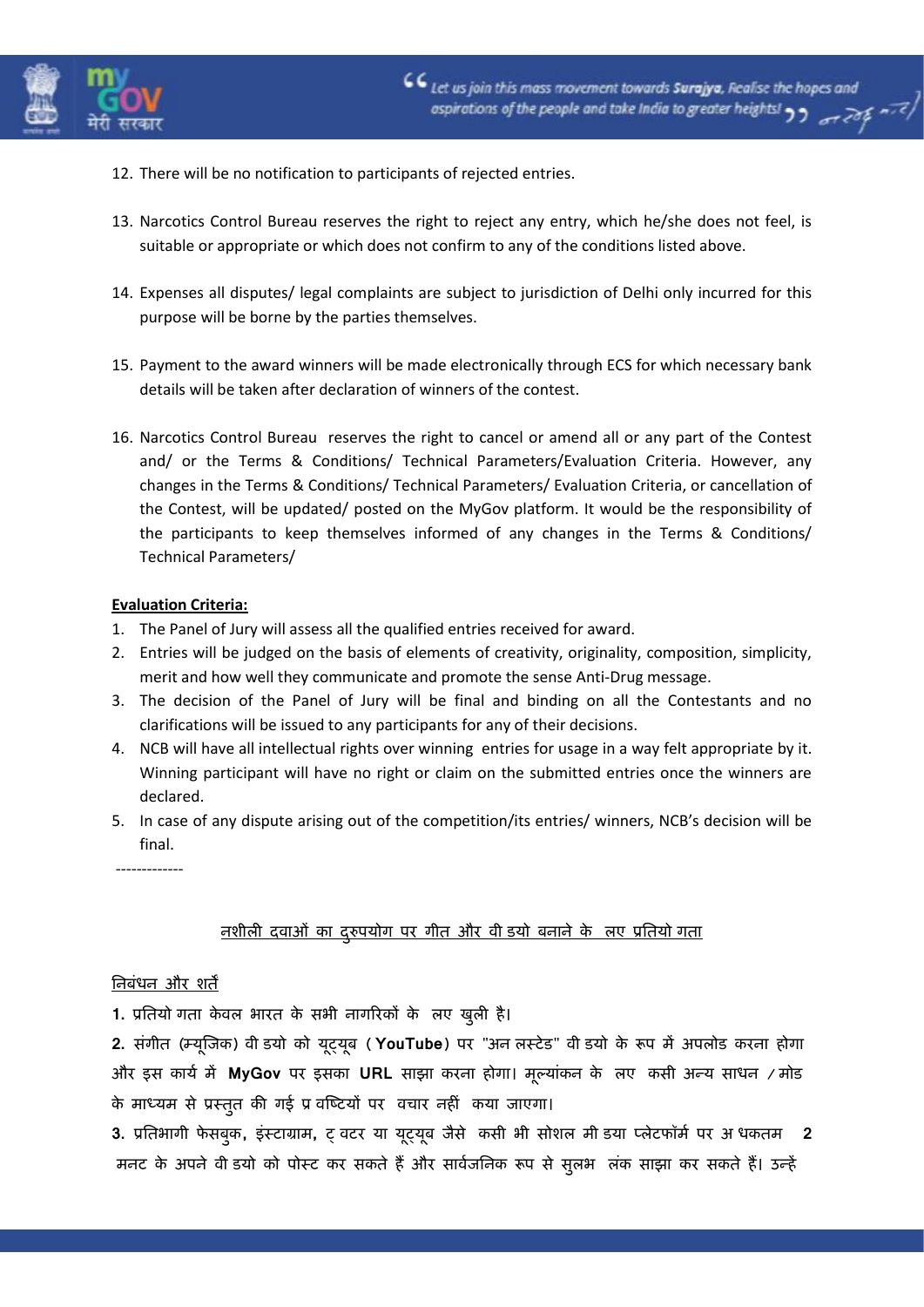12. There will be no notification to participants of rejected entries.

13. Narcotics Control Bureau reserves the right to reject any entry, which he/she does not feel, is suitable or appropriate or which does not confirm to any of the conditions listed above.

14. Expenses all disputes/ legal complaints are subject to jurisdiction of Delhi only incurred for this purpose will be borne by the parties themselves.

15. Payment to the award winners will be made electronically through ECS for which necessary bank details will be taken after declaration of winners of the contest.

16. Narcotics Control Bureau reserves the right to cancel or amend all or any part of the Contest and/ or the Terms & Conditions/ Technical Parameters/Evaluation Criteria. However, any changes in the Terms & Conditions/ Technical Parameters/ Evaluation Criteria, or cancellation of the Contest, will be updated/ posted on the MyGov platform. It would be the responsibility of the participants to keep themselves informed of any changes in the Terms & Conditions/ Technical Parameters/

**Evaluation Criteria:**

1. The Panel of Jury will assess all the qualified entries received for award.
2. Entries will be judged on the basis of elements of creativity, originality, composition, simplicity, merit and how well they communicate and promote the sense Anti-Drug message.
3. The decision of the Panel of Jury will be final and binding on all the Contestants and no clarifications will be issued to any participants for any of their decisions.
4. NCB will have all intellectual rights over winning entries for usage in a way felt appropriate by it. Winning participant will have no right or claim on the submitted entries once the winners are declared.
5. In case of any dispute arising out of the competition/its entries/ winners, NCB's decision will be final.

-------------

<u>नशीली दवाओं का दुरुपयोग पर गीत और वीडियो बनाने के लिए प्रतियोगिता</u>

<u>निबंधन और शर्तें</u>

**1.** प्रतियोगिता केवल भारत के सभी नागरिकों के लिए खुली है।

**2.** संगीत (म्यूजिक) वीडियो को यूट्यूब (**YouTube**) पर "अनलिस्टेड" वीडियो के रूप में अपलोड करना होगा और इस कार्य में **MyGov** पर इसका **URL** साझा करना होगा। मूल्यांकन के लिए किसी अन्य साधन / मोड के माध्यम से प्रस्तुत की गई प्रविष्टियों पर विचार नहीं किया जाएगा।

**3.** प्रतिभागी फेसबुक, इंस्टाग्राम, ट्विटर या यूट्यूब जैसे किसी भी सोशल मीडिया प्लेटफॉर्म पर अधिकतम **2** मिनट के अपने वीडियो को पोस्ट कर सकते हैं और सार्वजनिक रूप से सुलभ लिंक साझा कर सकते हैं। उन्हें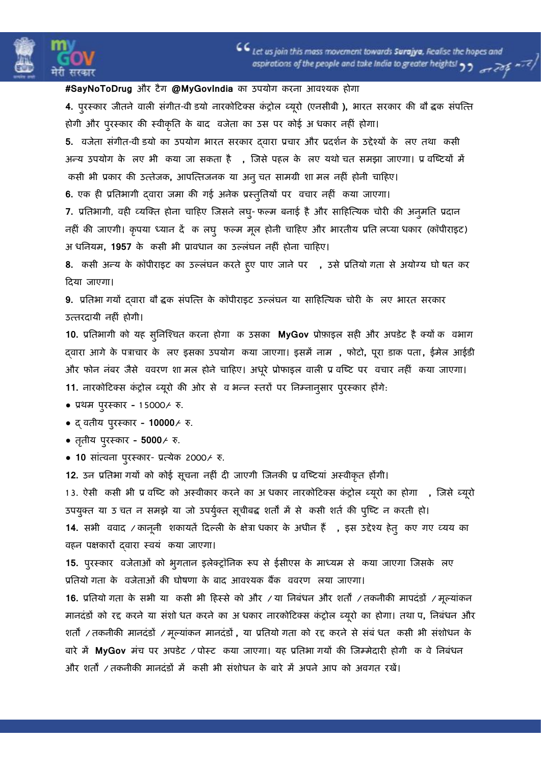**#SayNoToDrug** और टैग **@MyGovIndia** का उपयोग करना आवश्यक होगा

**4.** पुरस्कार जीतने वाली संगीत-वी डयो नारकोटिक्स कंट्रोल ब्यूरो (एनसीबी **),** भारत सरकार की बौ द्धक संपत्ति होगी और पुरस्कार की स्वीकृति के बाद वजेता का उस पर कोई अ धकार नहीं होगा।

**5.** वजेता संगीत-वी डयो का उपयोग भारत सरकार द्वारा प्रचार और प्रदर्शन के उद्देश्यों के लए तथा कसी अन्य उपयोग के लए भी कया जा सकता है , जिसे पहल के लए यथो चत समझा जाएगा। प्र विष्टियों में कसी भी प्रकार की उत्तेजक, आपत्तिजनक या अनु चत सामग्री शा मल नहीं होनी चाहिए।

**6.** एक ही प्रतिभागी द्वारा जमा की गई अनेक प्रस्तुतियों पर वचार नहीं कया जाएगा।

**7.** प्रतिभागी, वही व्यक्ति होना चाहिए जिसने लघु- फल्म बनाई है और साहित्यिक चोरी की अनुमति प्रदान नहीं की जाएगी। कृपया ध्यान दें क लघु फल्म मूल होनी चाहिए और भारतीय प्रति लप्या धकार (कॉपीराइट) अ धनियम**, 1957** के कसी भी प्रावधान का उल्लंघन नहीं होना चाहिए।

**8.** कसी अन्य के कॉपीराइट का उल्लंघन करते हुए पाए जाने पर , उसे प्रतियो गता से अयोग्य घो षत कर दिया जाएगा।

**9.** प्रतिभा गयों द्वारा बौ द्धक संपत्ति के कॉपीराइट उल्लंघन या साहित्यिक चोरी के लए भारत सरकार उत्तरदायी नहीं होगी।

**10.** प्रतिभागी को यह सुनिश्चित करना होगा क उसका **MyGov** प्रोफ़ाइल सही और अपडेट है क्यों क वभाग द्वारा आगे के पत्राचार के लए इसका उपयोग कया जाएगा। इसमें नाम , फोटो, पूरा डाक पता, ईमेल आईडी और फोन नंबर जैसे ववरण शा मल होने चाहिए। अधूरे प्रोफाइल वाली प्र विष्ट पर वचार नहीं कया जाएगा।

**11.** नारकोटिक्स कंट्रोल ब्यूरो की ओर से व भन्न स्तरों पर निम्नानुसार पुरस्कार होंगे:

- प्रथम पुरस्कार **-** 15000/- रु.
- द् वतीय पुरस्कार **- 10000**/- रु.
- तृतीय पुरस्कार **- 5000**/- रु.
- **10** सांत्वना पुरस्कार- प्रत्येक 2000/- रु.

**12.** उन प्रतिभा गयों को कोई सूचना नहीं दी जाएगी जिनकी प्र विष्टियां अस्वीकृत होंगी।

13. ऐसी कसी भी प्र विष्ट को अस्वीकार करने का अ धकार नारकोटिक्स कंट्रोल ब्यूरो का होगा , जिसे ब्यूरो उपयुक्त या उ चत न समझे या जो उपर्युक्त सूचीबद्ध शर्तों में से कसी शर्त की पुष्टि न करती हो।

**14.** सभी ववाद /कानूनी शकायतें दिल्ली के क्षेत्रा धकार के अधीन हैं , इस उद्देश्य हेतु कए गए व्यय का वहन पक्षकारों द्वारा स्वयं कया जाएगा।

**15.** पुरस्कार वजेताओं को भुगतान इलेक्ट्रॉनिक रूप से ईसीएस के माध्यम से कया जाएगा जिसके लए प्रतियो गता के वजेताओं की घोषणा के बाद आवश्यक बैंक ववरण लया जाएगा।

**16.** प्रतियो गता के सभी या कसी भी हिस्से को और /या निबंधन और शर्तों /तकनीकी मापदंडों /मूल्यांकन मानदंडों को रद्द करने या संशो धत करने का अ धकार नारकोटिक्स कंट्रोल ब्यूरो का होगा। तथा प, निबंधन और शर्तों /तकनीकी मानदंडों /मूल्यांकन मानदंडों , या प्रतियो गता को रद्द करने से संबं धत कसी भी संशोधन के बारे में **MyGov** मंच पर अपडेट /पोस्ट कया जाएगा। यह प्रतिभा गयों की जिम्मेदारी होगी क वे निबंधन और शर्तों /तकनीकी मानदंडों में कसी भी संशोधन के बारे में अपने आप को अवगत रखें।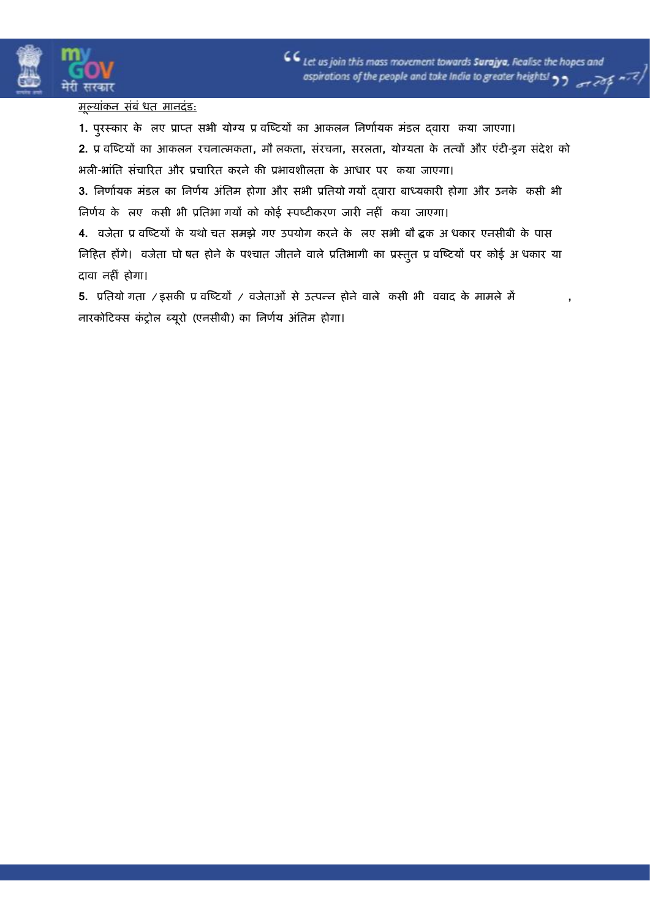<u>मूल्यांकन संबं धत मानदंड:</u>

**1.** पुरस्कार के  लए प्राप्त सभी योग्य प्र विष्टियों का आकलन निर्णायक मंडल द्वारा  कया जाएगा।

**2.** प्र विष्टियों का आकलन रचनात्मकता, मौ लकता, संरचना, सरलता, योग्यता के तत्वों और एंटी-ड्रग संदेश को भली-भांति संचारित और प्रचारित करने की प्रभावशीलता के आधार पर  कया जाएगा।

**3.** निर्णायक मंडल का निर्णय अंतिम होगा और सभी प्रतियो गयों द्वारा बाध्यकारी होगा और उनके  कसी भी निर्णय के  लए  कसी भी प्रतिभा गयों को कोई स्पष्टीकरण जारी नहीं  कया जाएगा।

**4.**  वजेता प्र विष्टियों के यथो चत समझे गए उपयोग करने के  लए सभी बौ द्धक अ धकार एनसीबी के पास निहित होंगे।  वजेता घो षत होने के पश्चात जीतने वाले प्रतिभागी का प्रस्तुत प्र विष्टियों पर कोई अ धकार या दावा नहीं होगा।

**5.**  प्रतियो गता /इसकी प्र विष्टियों /  वजेताओं से उत्पन्न होने वाले  कसी भी  ववाद के मामले में , नारकोटिक्स कंट्रोल ब्यूरो (एनसीबी) का निर्णय अंतिम होगा।